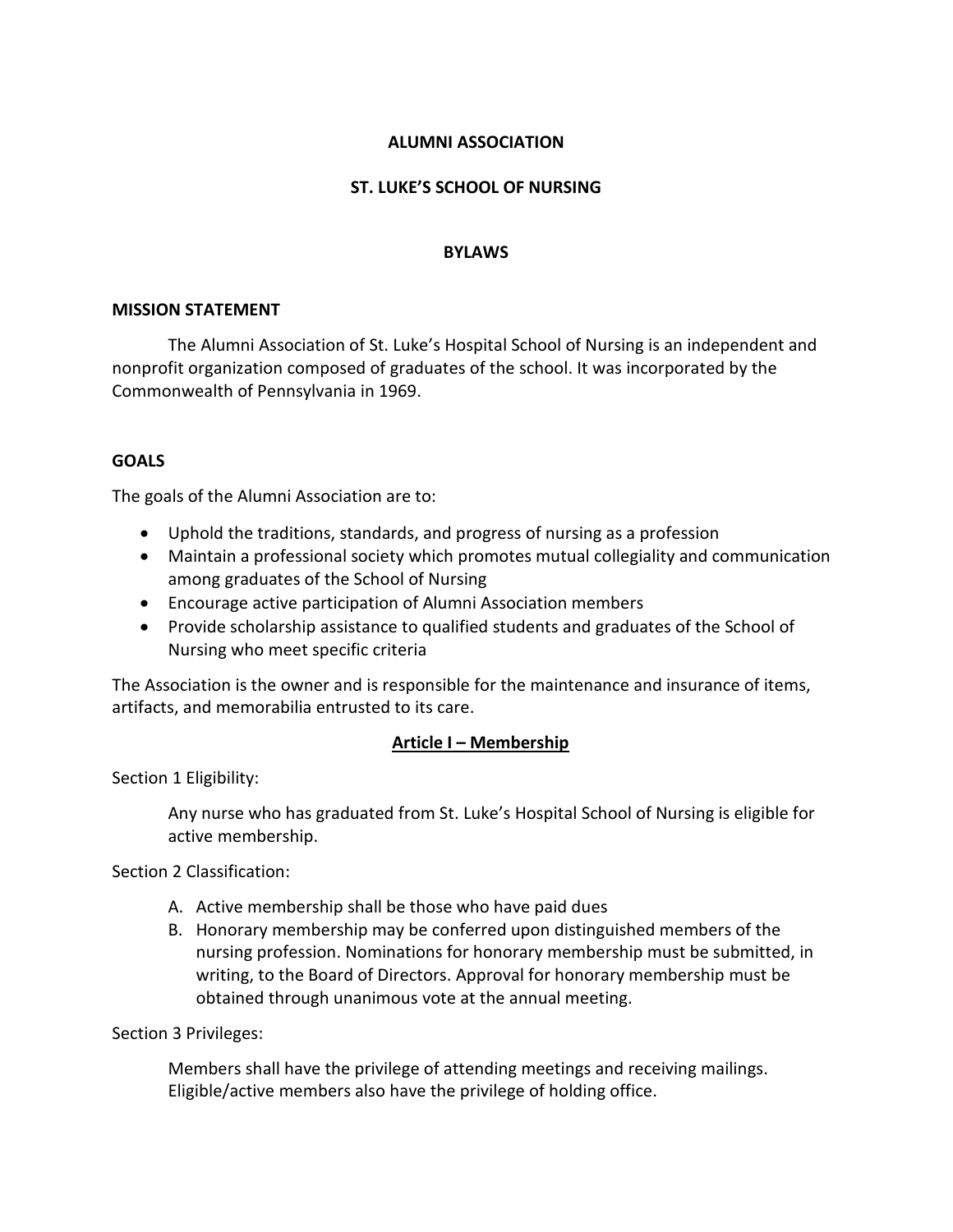# ALUMNI ASSOCIATION

# ST. LUKE'S SCHOOL OF NURSING

## BYLAWS

### MISSION STATEMENT

The Alumni Association of St. Luke's Hospital School of Nursing is an independent and nonprofit organization composed of graduates of the school. It was incorporated by the Commonwealth of Pennsylvania in 1969.

### GOALS

The goals of the Alumni Association are to:

- Uphold the traditions, standards, and progress of nursing as a profession
- Maintain a professional society which promotes mutual collegiality and communication among graduates of the School of Nursing
- Encourage active participation of Alumni Association members
- Provide scholarship assistance to qualified students and graduates of the School of Nursing who meet specific criteria

The Association is the owner and is responsible for the maintenance and insurance of items, artifacts, and memorabilia entrusted to its care.

## Article I – Membership

Section 1 Eligibility:

Any nurse who has graduated from St. Luke's Hospital School of Nursing is eligible for active membership.

Section 2 Classification:

A. Active membership shall be those who have paid dues
B. Honorary membership may be conferred upon distinguished members of the nursing profession. Nominations for honorary membership must be submitted, in writing, to the Board of Directors. Approval for honorary membership must be obtained through unanimous vote at the annual meeting.

Section 3 Privileges:

Members shall have the privilege of attending meetings and receiving mailings. Eligible/active members also have the privilege of holding office.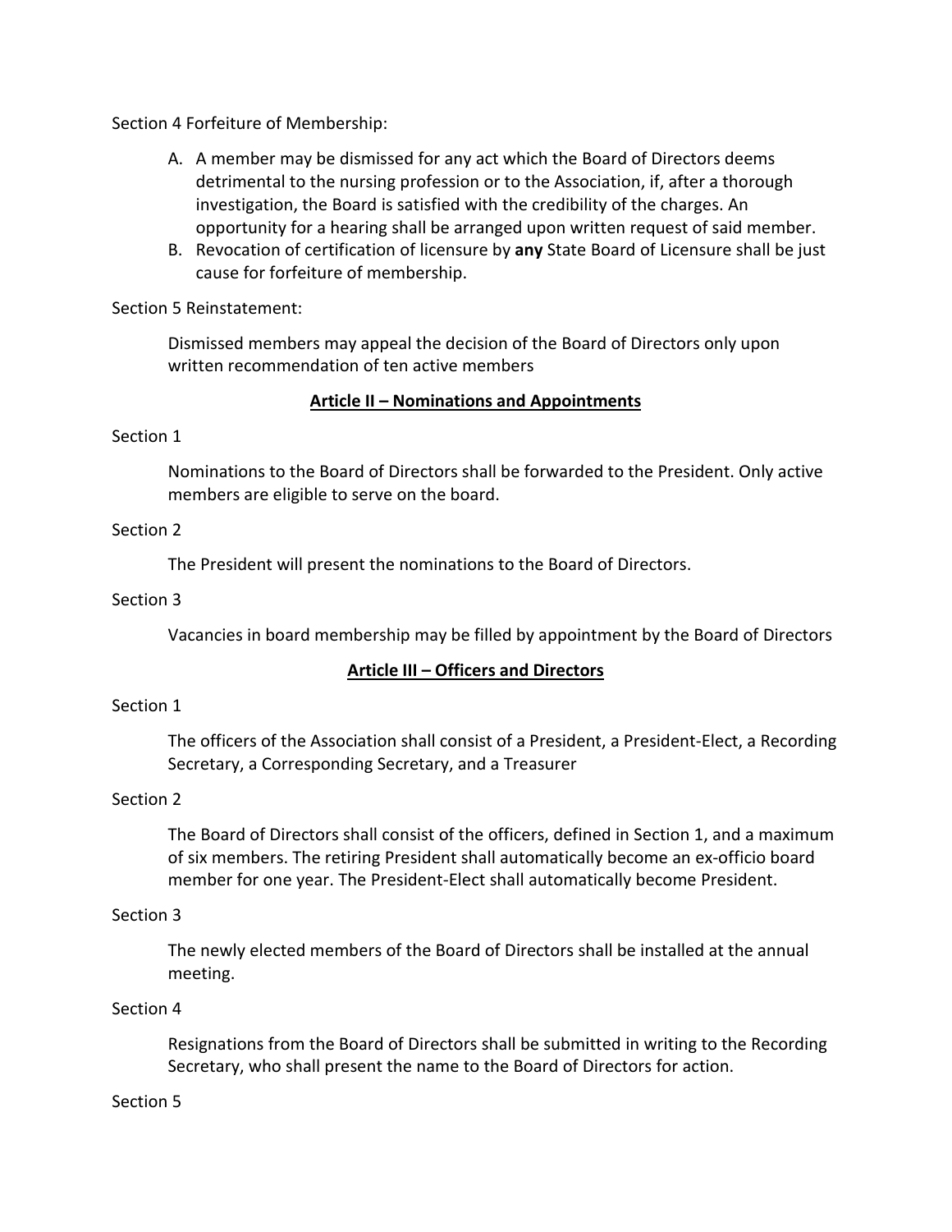Section 4 Forfeiture of Membership:

A. A member may be dismissed for any act which the Board of Directors deems detrimental to the nursing profession or to the Association, if, after a thorough investigation, the Board is satisfied with the credibility of the charges. An opportunity for a hearing shall be arranged upon written request of said member.
B. Revocation of certification of licensure by **any** State Board of Licensure shall be just cause for forfeiture of membership.

Section 5 Reinstatement:

Dismissed members may appeal the decision of the Board of Directors only upon written recommendation of ten active members

## Article II – Nominations and Appointments

Section 1

Nominations to the Board of Directors shall be forwarded to the President. Only active members are eligible to serve on the board.

Section 2

The President will present the nominations to the Board of Directors.

Section 3

Vacancies in board membership may be filled by appointment by the Board of Directors

## Article III – Officers and Directors

Section 1

The officers of the Association shall consist of a President, a President-Elect, a Recording Secretary, a Corresponding Secretary, and a Treasurer

Section 2

The Board of Directors shall consist of the officers, defined in Section 1, and a maximum of six members. The retiring President shall automatically become an ex-officio board member for one year. The President-Elect shall automatically become President.

Section 3

The newly elected members of the Board of Directors shall be installed at the annual meeting.

Section 4

Resignations from the Board of Directors shall be submitted in writing to the Recording Secretary, who shall present the name to the Board of Directors for action.

Section 5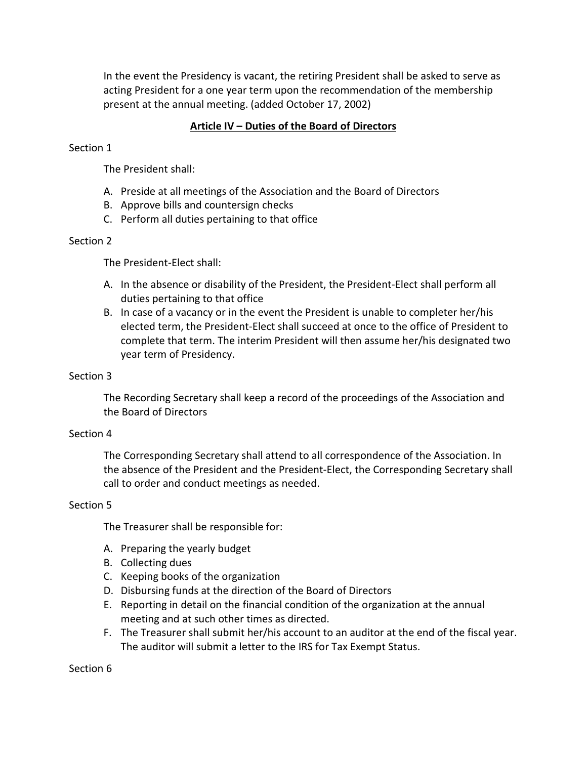In the event the Presidency is vacant, the retiring President shall be asked to serve as acting President for a one year term upon the recommendation of the membership present at the annual meeting. (added October 17, 2002)

## Article IV – Duties of the Board of Directors

Section 1

The President shall:

A. Preside at all meetings of the Association and the Board of Directors
B. Approve bills and countersign checks
C. Perform all duties pertaining to that office

Section 2

The President-Elect shall:

A. In the absence or disability of the President, the President-Elect shall perform all duties pertaining to that office
B. In case of a vacancy or in the event the President is unable to completer her/his elected term, the President-Elect shall succeed at once to the office of President to complete that term. The interim President will then assume her/his designated two year term of Presidency.

Section 3

The Recording Secretary shall keep a record of the proceedings of the Association and the Board of Directors

Section 4

The Corresponding Secretary shall attend to all correspondence of the Association. In the absence of the President and the President-Elect, the Corresponding Secretary shall call to order and conduct meetings as needed.

Section 5

The Treasurer shall be responsible for:

A. Preparing the yearly budget
B. Collecting dues
C. Keeping books of the organization
D. Disbursing funds at the direction of the Board of Directors
E. Reporting in detail on the financial condition of the organization at the annual meeting and at such other times as directed.
F. The Treasurer shall submit her/his account to an auditor at the end of the fiscal year. The auditor will submit a letter to the IRS for Tax Exempt Status.

Section 6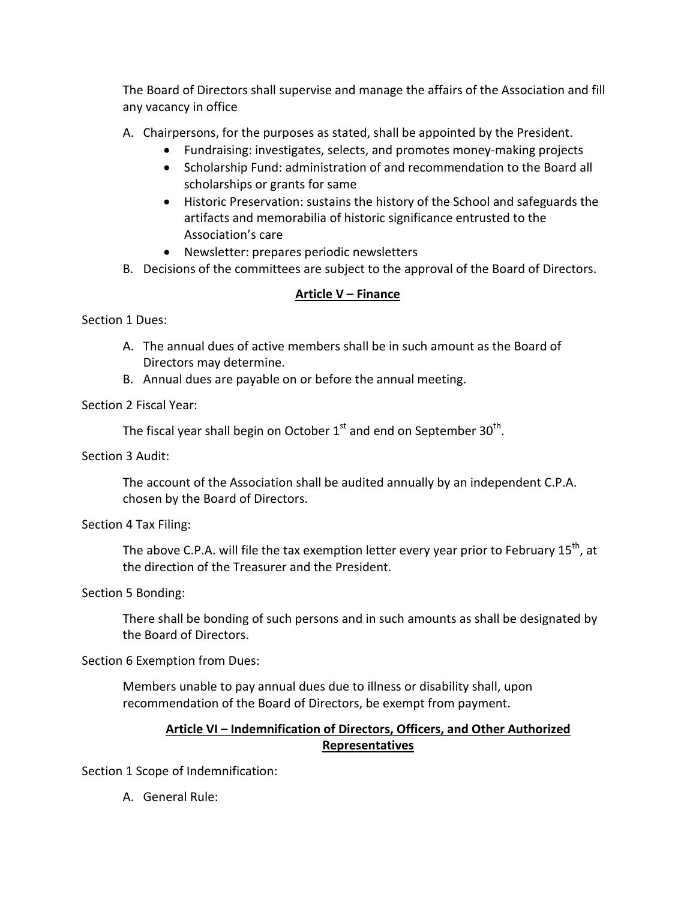The Board of Directors shall supervise and manage the affairs of the Association and fill any vacancy in office

A. Chairpersons, for the purposes as stated, shall be appointed by the President.
    - Fundraising: investigates, selects, and promotes money-making projects
    - Scholarship Fund: administration of and recommendation to the Board all scholarships or grants for same
    - Historic Preservation: sustains the history of the School and safeguards the artifacts and memorabilia of historic significance entrusted to the Association's care
    - Newsletter: prepares periodic newsletters
B. Decisions of the committees are subject to the approval of the Board of Directors.

## Article V – Finance

Section 1 Dues:

A. The annual dues of active members shall be in such amount as the Board of Directors may determine.
B. Annual dues are payable on or before the annual meeting.

Section 2 Fiscal Year:

The fiscal year shall begin on October 1st and end on September 30th.

Section 3 Audit:

The account of the Association shall be audited annually by an independent C.P.A. chosen by the Board of Directors.

Section 4 Tax Filing:

The above C.P.A. will file the tax exemption letter every year prior to February 15th, at the direction of the Treasurer and the President.

Section 5 Bonding:

There shall be bonding of such persons and in such amounts as shall be designated by the Board of Directors.

Section 6 Exemption from Dues:

Members unable to pay annual dues due to illness or disability shall, upon recommendation of the Board of Directors, be exempt from payment.

## Article VI – Indemnification of Directors, Officers, and Other Authorized Representatives

Section 1 Scope of Indemnification:

A. General Rule: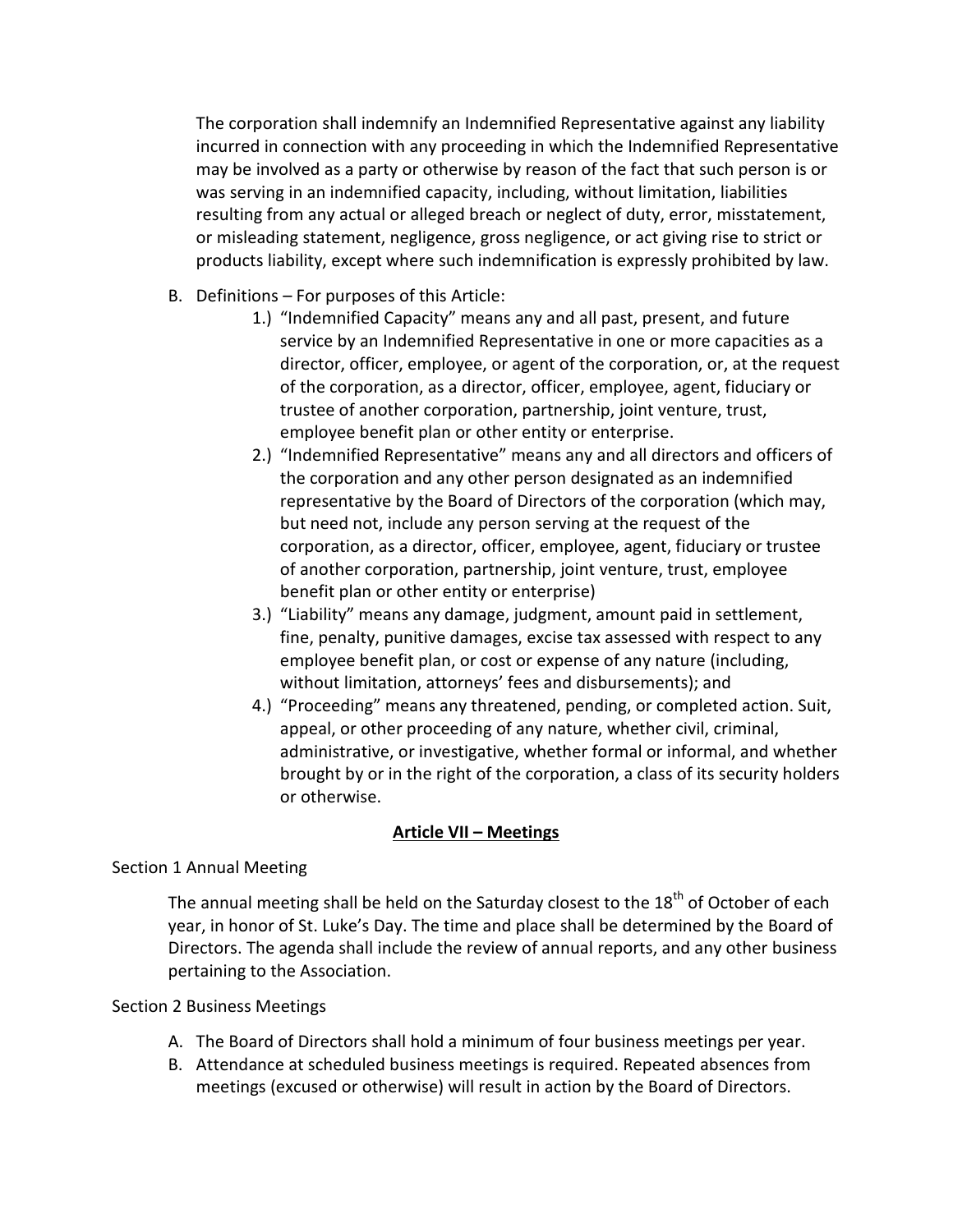The corporation shall indemnify an Indemnified Representative against any liability incurred in connection with any proceeding in which the Indemnified Representative may be involved as a party or otherwise by reason of the fact that such person is or was serving in an indemnified capacity, including, without limitation, liabilities resulting from any actual or alleged breach or neglect of duty, error, misstatement, or misleading statement, negligence, gross negligence, or act giving rise to strict or products liability, except where such indemnification is expressly prohibited by law.

B. Definitions – For purposes of this Article:

   1.) "Indemnified Capacity" means any and all past, present, and future service by an Indemnified Representative in one or more capacities as a director, officer, employee, or agent of the corporation, or, at the request of the corporation, as a director, officer, employee, agent, fiduciary or trustee of another corporation, partnership, joint venture, trust, employee benefit plan or other entity or enterprise.
   2.) "Indemnified Representative" means any and all directors and officers of the corporation and any other person designated as an indemnified representative by the Board of Directors of the corporation (which may, but need not, include any person serving at the request of the corporation, as a director, officer, employee, agent, fiduciary or trustee of another corporation, partnership, joint venture, trust, employee benefit plan or other entity or enterprise)
   3.) "Liability" means any damage, judgment, amount paid in settlement, fine, penalty, punitive damages, excise tax assessed with respect to any employee benefit plan, or cost or expense of any nature (including, without limitation, attorneys' fees and disbursements); and
   4.) "Proceeding" means any threatened, pending, or completed action. Suit, appeal, or other proceeding of any nature, whether civil, criminal, administrative, or investigative, whether formal or informal, and whether brought by or in the right of the corporation, a class of its security holders or otherwise.

## Article VII – Meetings

Section 1 Annual Meeting

The annual meeting shall be held on the Saturday closest to the 18th of October of each year, in honor of St. Luke's Day. The time and place shall be determined by the Board of Directors. The agenda shall include the review of annual reports, and any other business pertaining to the Association.

Section 2 Business Meetings

A. The Board of Directors shall hold a minimum of four business meetings per year.
B. Attendance at scheduled business meetings is required. Repeated absences from meetings (excused or otherwise) will result in action by the Board of Directors.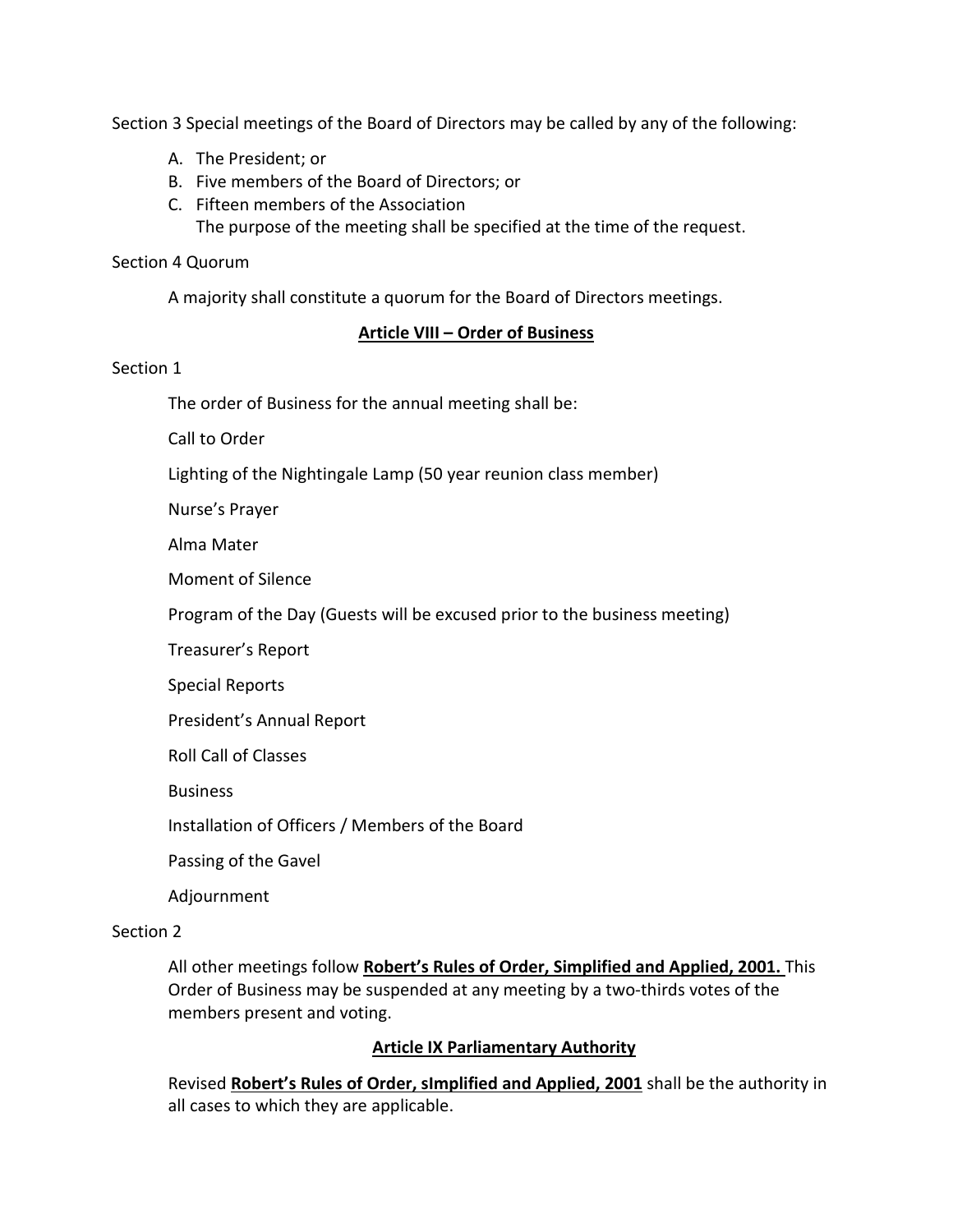Section 3 Special meetings of the Board of Directors may be called by any of the following:

A. The President; or
B. Five members of the Board of Directors; or
C. Fifteen members of the Association
   The purpose of the meeting shall be specified at the time of the request.

Section 4 Quorum

A majority shall constitute a quorum for the Board of Directors meetings.

## **Article VIII – Order of Business**

Section 1

The order of Business for the annual meeting shall be:

Call to Order

Lighting of the Nightingale Lamp (50 year reunion class member)

Nurse's Prayer

Alma Mater

Moment of Silence

Program of the Day (Guests will be excused prior to the business meeting)

Treasurer's Report

Special Reports

President's Annual Report

Roll Call of Classes

Business

Installation of Officers / Members of the Board

Passing of the Gavel

Adjournment

Section 2

All other meetings follow **Robert's Rules of Order, Simplified and Applied, 2001.** This Order of Business may be suspended at any meeting by a two-thirds votes of the members present and voting.

## **Article IX Parliamentary Authority**

Revised **Robert's Rules of Order, sImplified and Applied, 2001** shall be the authority in all cases to which they are applicable.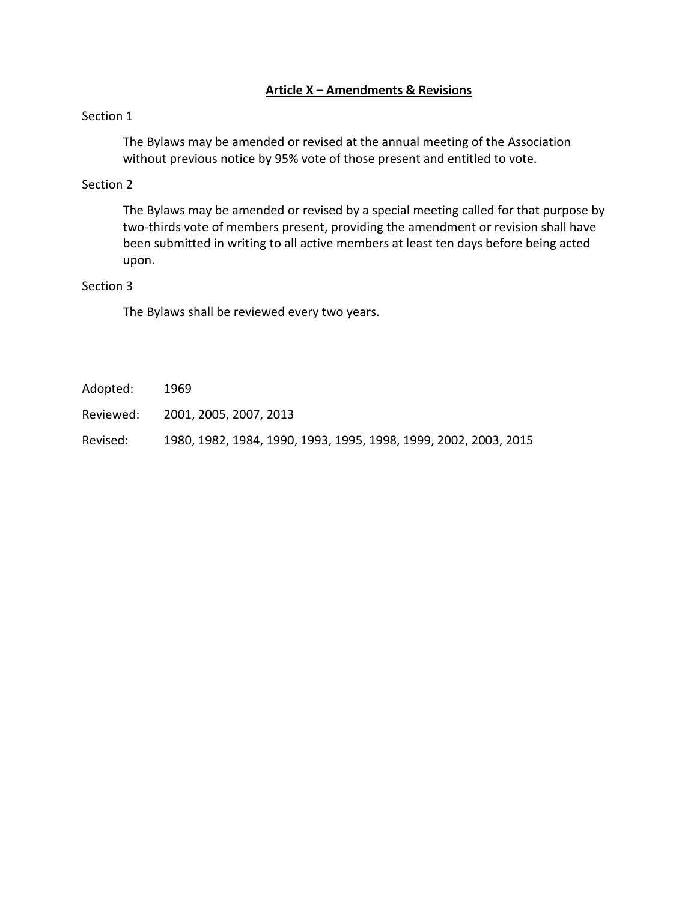## Article X – Amendments & Revisions

Section 1

The Bylaws may be amended or revised at the annual meeting of the Association without previous notice by 95% vote of those present and entitled to vote.

Section 2

The Bylaws may be amended or revised by a special meeting called for that purpose by two-thirds vote of members present, providing the amendment or revision shall have been submitted in writing to all active members at least ten days before being acted upon.

Section 3

The Bylaws shall be reviewed every two years.

| | |
|---|---|
| Adopted: | 1969 |
| Reviewed: | 2001, 2005, 2007, 2013 |
| Revised: | 1980, 1982, 1984, 1990, 1993, 1995, 1998, 1999, 2002, 2003, 2015 |